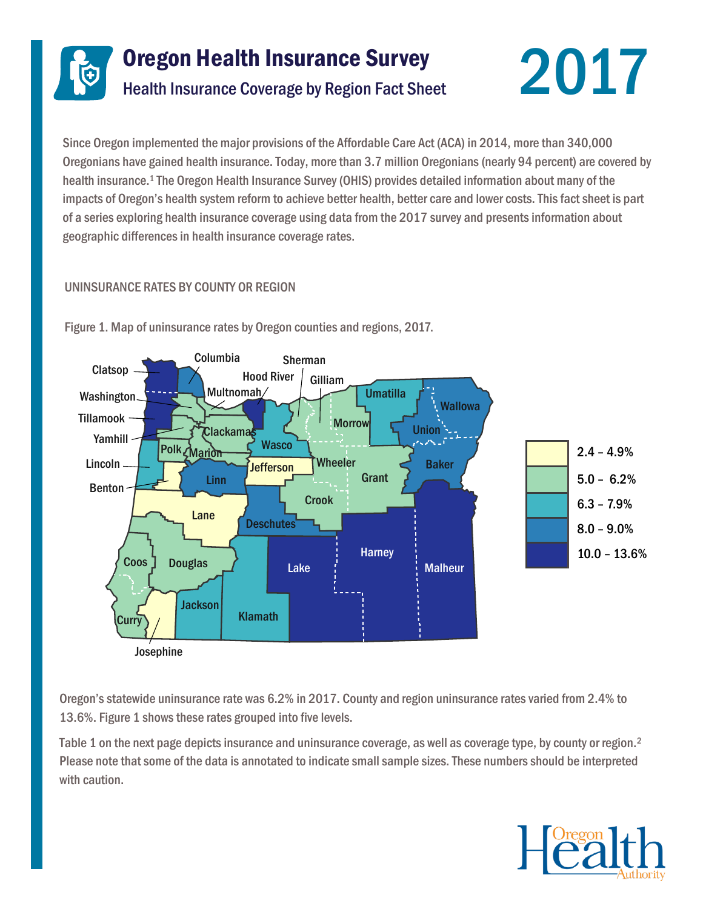# Oregon Health Insurance Survey

## Health Insurance Coverage by Region Fact Sheet

# 2017

Since Oregon implemented the major provisions of the Affordable Care Act (ACA) in 2014, more than 340,000 Oregonians have gained health insurance. Today, more than 3.7 million Oregonians (nearly 94 percent) are covered by health insurance.[1] The Oregon Health Insurance Survey (OHIS) provides detailed information about many of the impacts of Oregon's health system reform to achieve better health, better care and lower costs. This fact sheet is part of a series exploring health insurance coverage using data from the 2017 survey and presents information about geographic differences in health insurance coverage rates.

### UNINSURANCE RATES BY COUNTY OR REGION

Figure 1. Map of uninsurance rates by Oregon counties and regions, 2017.

| Uninsurance rate | Counties/regions |
|---|---|
| 2.4 – 4.9% | Jefferson, Benton, Lane, Josephine |
| 5.0 – 6.2% | Washington, Multnomah, Yamhill, Polk, Marion, Clackamas, Sherman, Gilliam, Morrow, Wheeler, Grant, Crook, Coos, Curry, Douglas |
| 6.3 – 7.9% | Umatilla, Wasco, Lincoln, Jackson, Klamath |
| 8.0 – 9.0% | Columbia, Wallowa, Union, Baker, Linn, Deschutes |
| 10.0 – 13.6% | Clatsop, Tillamook, Hood River, Lake, Harney, Malheur |

Oregon's statewide uninsurance rate was 6.2% in 2017. County and region uninsurance rates varied from 2.4% to 13.6%. Figure 1 shows these rates grouped into five levels.

Table 1 on the next page depicts insurance and uninsurance coverage, as well as coverage type, by county or region.[2] Please note that some of the data is annotated to indicate small sample sizes. These numbers should be interpreted with caution.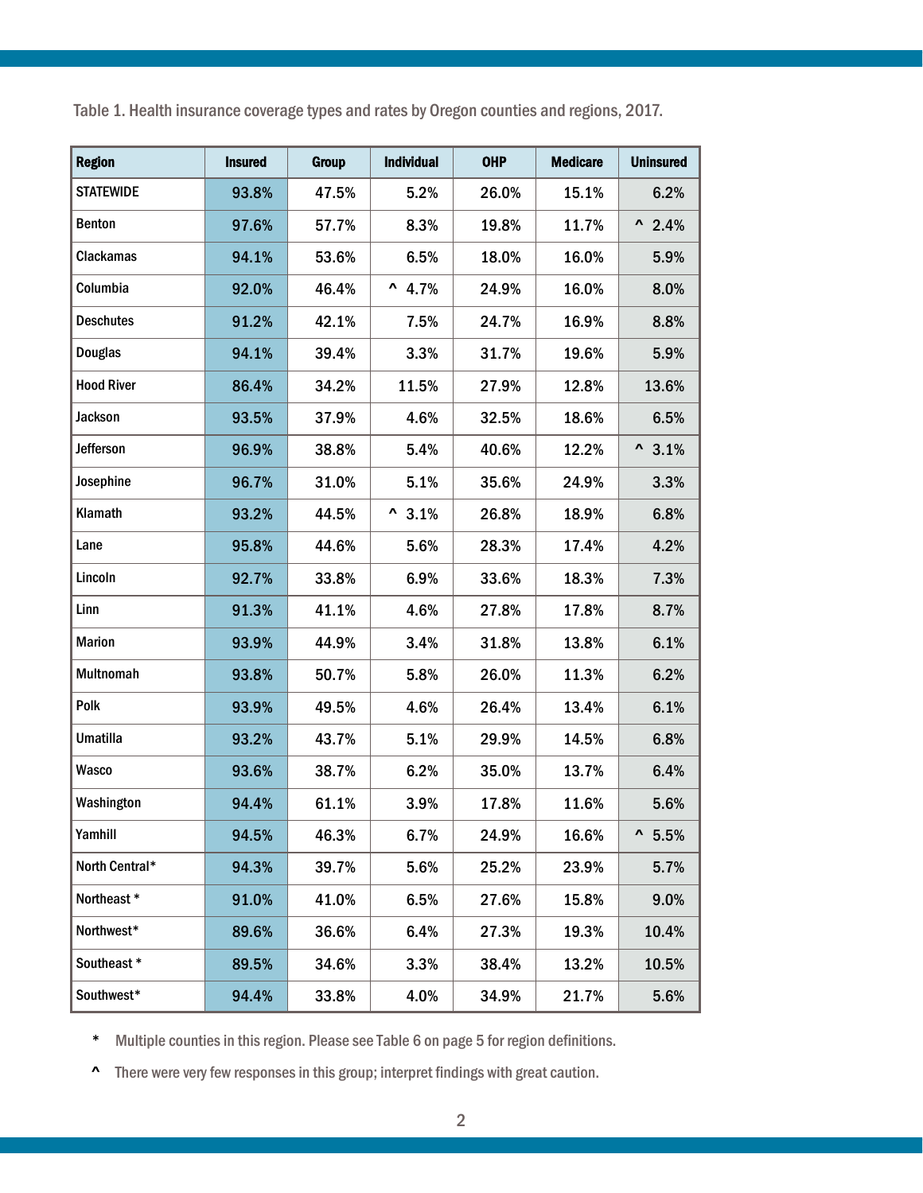Table 1. Health insurance coverage types and rates by Oregon counties and regions, 2017.

| Region | Insured | Group | Individual | OHP | Medicare | Uninsured |
|---|---|---|---|---|---|---|
| STATEWIDE | 93.8% | 47.5% | 5.2% | 26.0% | 15.1% | 6.2% |
| Benton | 97.6% | 57.7% | 8.3% | 19.8% | 11.7% | ^ 2.4% |
| Clackamas | 94.1% | 53.6% | 6.5% | 18.0% | 16.0% | 5.9% |
| Columbia | 92.0% | 46.4% | ^ 4.7% | 24.9% | 16.0% | 8.0% |
| Deschutes | 91.2% | 42.1% | 7.5% | 24.7% | 16.9% | 8.8% |
| Douglas | 94.1% | 39.4% | 3.3% | 31.7% | 19.6% | 5.9% |
| Hood River | 86.4% | 34.2% | 11.5% | 27.9% | 12.8% | 13.6% |
| Jackson | 93.5% | 37.9% | 4.6% | 32.5% | 18.6% | 6.5% |
| Jefferson | 96.9% | 38.8% | 5.4% | 40.6% | 12.2% | ^ 3.1% |
| Josephine | 96.7% | 31.0% | 5.1% | 35.6% | 24.9% | 3.3% |
| Klamath | 93.2% | 44.5% | ^ 3.1% | 26.8% | 18.9% | 6.8% |
| Lane | 95.8% | 44.6% | 5.6% | 28.3% | 17.4% | 4.2% |
| Lincoln | 92.7% | 33.8% | 6.9% | 33.6% | 18.3% | 7.3% |
| Linn | 91.3% | 41.1% | 4.6% | 27.8% | 17.8% | 8.7% |
| Marion | 93.9% | 44.9% | 3.4% | 31.8% | 13.8% | 6.1% |
| Multnomah | 93.8% | 50.7% | 5.8% | 26.0% | 11.3% | 6.2% |
| Polk | 93.9% | 49.5% | 4.6% | 26.4% | 13.4% | 6.1% |
| Umatilla | 93.2% | 43.7% | 5.1% | 29.9% | 14.5% | 6.8% |
| Wasco | 93.6% | 38.7% | 6.2% | 35.0% | 13.7% | 6.4% |
| Washington | 94.4% | 61.1% | 3.9% | 17.8% | 11.6% | 5.6% |
| Yamhill | 94.5% | 46.3% | 6.7% | 24.9% | 16.6% | ^ 5.5% |
| North Central* | 94.3% | 39.7% | 5.6% | 25.2% | 23.9% | 5.7% |
| Northeast * | 91.0% | 41.0% | 6.5% | 27.6% | 15.8% | 9.0% |
| Northwest* | 89.6% | 36.6% | 6.4% | 27.3% | 19.3% | 10.4% |
| Southeast * | 89.5% | 34.6% | 3.3% | 38.4% | 13.2% | 10.5% |
| Southwest* | 94.4% | 33.8% | 4.0% | 34.9% | 21.7% | 5.6% |

* Multiple counties in this region. Please see Table 6 on page 5 for region definitions.

^ There were very few responses in this group; interpret findings with great caution.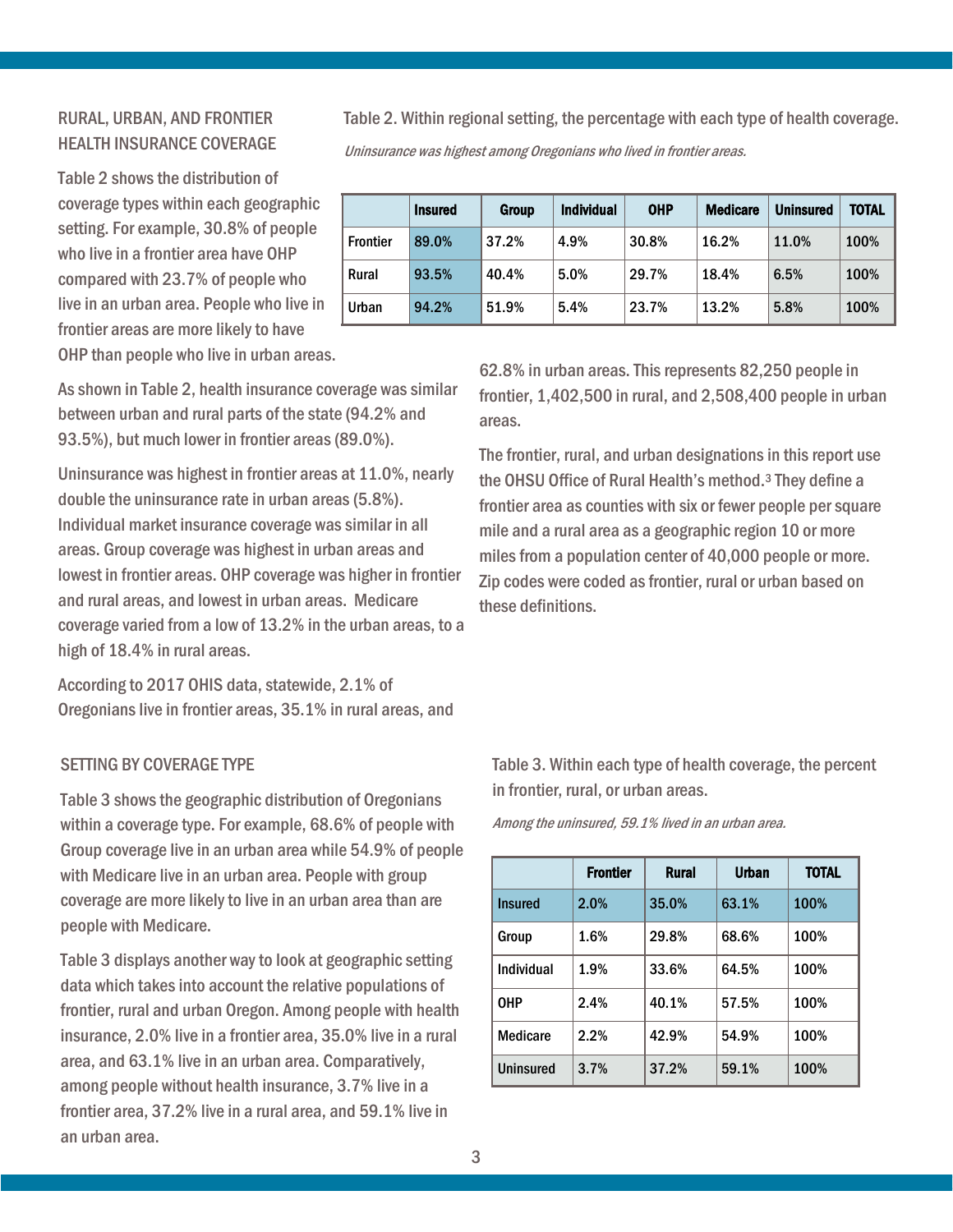## RURAL, URBAN, AND FRONTIER HEALTH INSURANCE COVERAGE

Table 2 shows the distribution of coverage types within each geographic setting. For example, 30.8% of people who live in a frontier area have OHP compared with 23.7% of people who live in an urban area. People who live in frontier areas are more likely to have OHP than people who live in urban areas.

Table 2. Within regional setting, the percentage with each type of health coverage.

*Uninsurance was highest among Oregonians who lived in frontier areas.*

| | Insured | Group | Individual | OHP | Medicare | Uninsured | TOTAL |
|---|---|---|---|---|---|---|---|
| Frontier | 89.0% | 37.2% | 4.9% | 30.8% | 16.2% | 11.0% | 100% |
| Rural | 93.5% | 40.4% | 5.0% | 29.7% | 18.4% | 6.5% | 100% |
| Urban | 94.2% | 51.9% | 5.4% | 23.7% | 13.2% | 5.8% | 100% |

As shown in Table 2, health insurance coverage was similar between urban and rural parts of the state (94.2% and 93.5%), but much lower in frontier areas (89.0%).

Uninsurance was highest in frontier areas at 11.0%, nearly double the uninsurance rate in urban areas (5.8%). Individual market insurance coverage was similar in all areas. Group coverage was highest in urban areas and lowest in frontier areas. OHP coverage was higher in frontier and rural areas, and lowest in urban areas. Medicare coverage varied from a low of 13.2% in the urban areas, to a high of 18.4% in rural areas.

According to 2017 OHIS data, statewide, 2.1% of Oregonians live in frontier areas, 35.1% in rural areas, and 62.8% in urban areas. This represents 82,250 people in frontier, 1,402,500 in rural, and 2,508,400 people in urban areas.

The frontier, rural, and urban designations in this report use the OHSU Office of Rural Health's method.[3] They define a frontier area as counties with six or fewer people per square mile and a rural area as a geographic region 10 or more miles from a population center of 40,000 people or more. Zip codes were coded as frontier, rural or urban based on these definitions.

## SETTING BY COVERAGE TYPE

Table 3 shows the geographic distribution of Oregonians within a coverage type. For example, 68.6% of people with Group coverage live in an urban area while 54.9% of people with Medicare live in an urban area. People with group coverage are more likely to live in an urban area than are people with Medicare.

Table 3 displays another way to look at geographic setting data which takes into account the relative populations of frontier, rural and urban Oregon. Among people with health insurance, 2.0% live in a frontier area, 35.0% live in a rural area, and 63.1% live in an urban area. Comparatively, among people without health insurance, 3.7% live in a frontier area, 37.2% live in a rural area, and 59.1% live in an urban area.

Table 3. Within each type of health coverage, the percent in frontier, rural, or urban areas.

*Among the uninsured, 59.1% lived in an urban area.*

| | Frontier | Rural | Urban | TOTAL |
|---|---|---|---|---|
| Insured | 2.0% | 35.0% | 63.1% | 100% |
| Group | 1.6% | 29.8% | 68.6% | 100% |
| Individual | 1.9% | 33.6% | 64.5% | 100% |
| OHP | 2.4% | 40.1% | 57.5% | 100% |
| Medicare | 2.2% | 42.9% | 54.9% | 100% |
| Uninsured | 3.7% | 37.2% | 59.1% | 100% |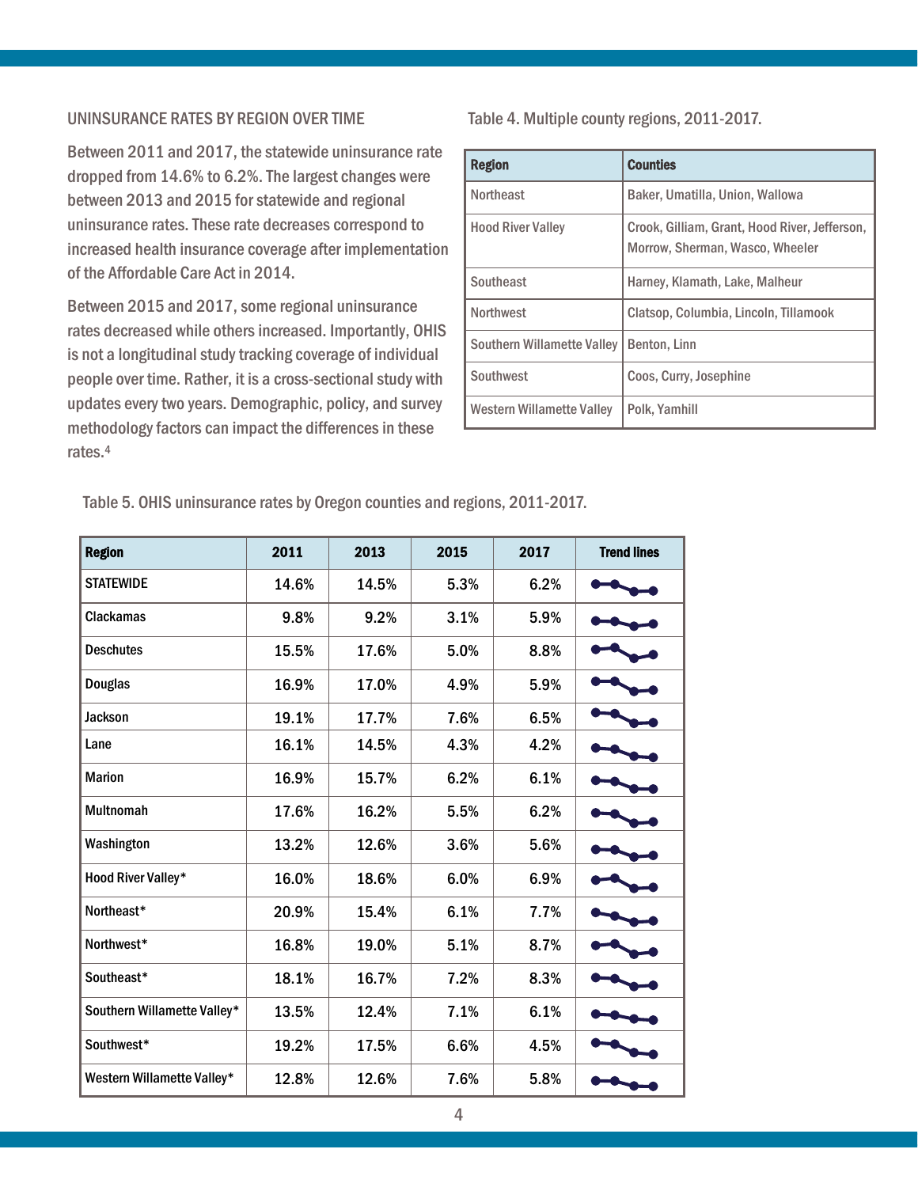## UNINSURANCE RATES BY REGION OVER TIME

Between 2011 and 2017, the statewide uninsurance rate dropped from 14.6% to 6.2%. The largest changes were between 2013 and 2015 for statewide and regional uninsurance rates. These rate decreases correspond to increased health insurance coverage after implementation of the Affordable Care Act in 2014.

Between 2015 and 2017, some regional uninsurance rates decreased while others increased. Importantly, OHIS is not a longitudinal study tracking coverage of individual people over time. Rather, it is a cross-sectional study with updates every two years. Demographic, policy, and survey methodology factors can impact the differences in these rates.[4]

Table 4. Multiple county regions, 2011-2017.

| Region | Counties |
|---|---|
| Northeast | Baker, Umatilla, Union, Wallowa |
| Hood River Valley | Crook, Gilliam, Grant, Hood River, Jefferson, Morrow, Sherman, Wasco, Wheeler |
| Southeast | Harney, Klamath, Lake, Malheur |
| Northwest | Clatsop, Columbia, Lincoln, Tillamook |
| Southern Willamette Valley | Benton, Linn |
| Southwest | Coos, Curry, Josephine |
| Western Willamette Valley | Polk, Yamhill |

Table 5. OHIS uninsurance rates by Oregon counties and regions, 2011-2017.

| Region | 2011 | 2013 | 2015 | 2017 | Trend lines |
|---|---|---|---|---|---|
| STATEWIDE | 14.6% | 14.5% | 5.3% | 6.2% | |
| Clackamas | 9.8% | 9.2% | 3.1% | 5.9% | |
| Deschutes | 15.5% | 17.6% | 5.0% | 8.8% | |
| Douglas | 16.9% | 17.0% | 4.9% | 5.9% | |
| Jackson | 19.1% | 17.7% | 7.6% | 6.5% | |
| Lane | 16.1% | 14.5% | 4.3% | 4.2% | |
| Marion | 16.9% | 15.7% | 6.2% | 6.1% | |
| Multnomah | 17.6% | 16.2% | 5.5% | 6.2% | |
| Washington | 13.2% | 12.6% | 3.6% | 5.6% | |
| Hood River Valley* | 16.0% | 18.6% | 6.0% | 6.9% | |
| Northeast* | 20.9% | 15.4% | 6.1% | 7.7% | |
| Northwest* | 16.8% | 19.0% | 5.1% | 8.7% | |
| Southeast* | 18.1% | 16.7% | 7.2% | 8.3% | |
| Southern Willamette Valley* | 13.5% | 12.4% | 7.1% | 6.1% | |
| Southwest* | 19.2% | 17.5% | 6.6% | 4.5% | |
| Western Willamette Valley* | 12.8% | 12.6% | 7.6% | 5.8% | |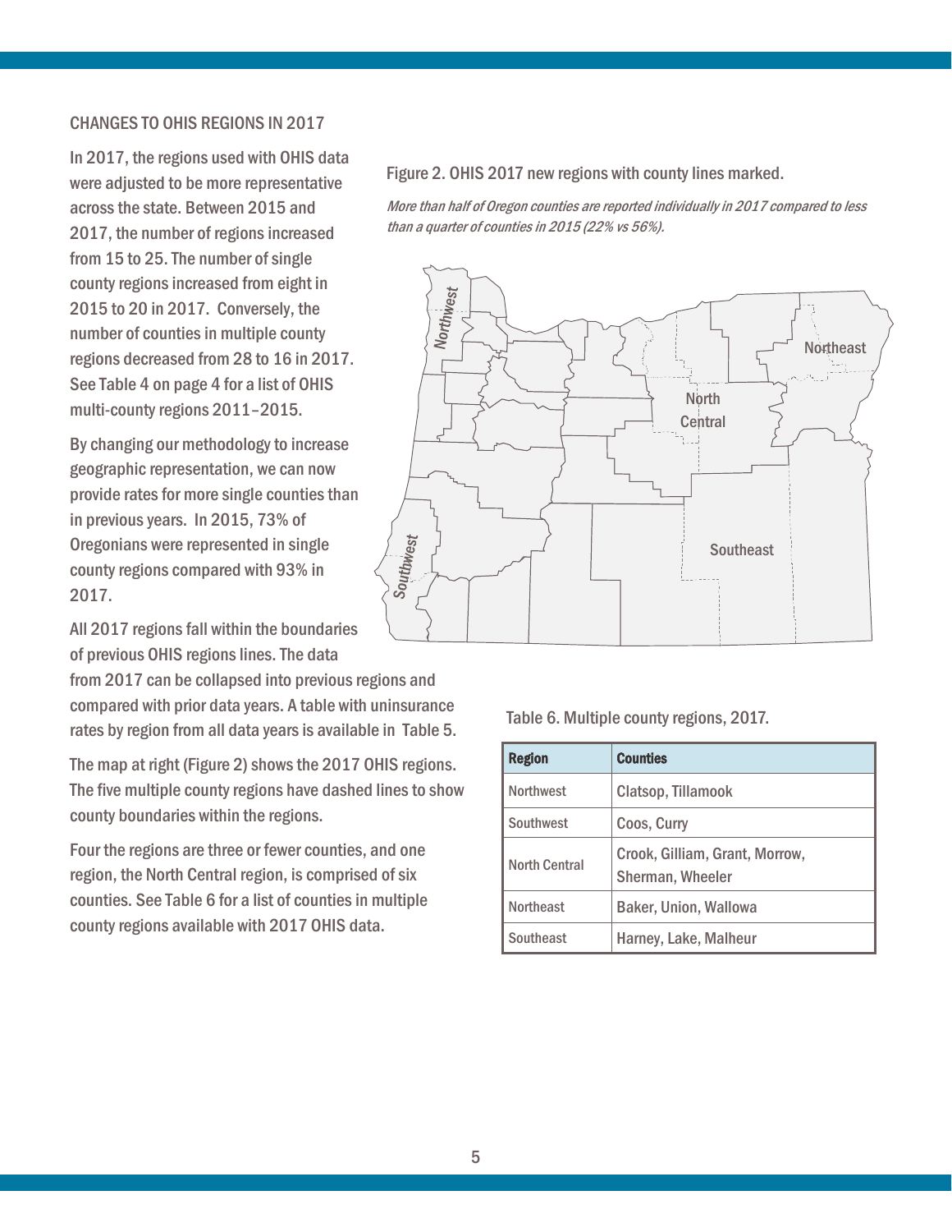## CHANGES TO OHIS REGIONS IN 2017

In 2017, the regions used with OHIS data were adjusted to be more representative across the state. Between 2015 and 2017, the number of regions increased from 15 to 25. The number of single county regions increased from eight in 2015 to 20 in 2017. Conversely, the number of counties in multiple county regions decreased from 28 to 16 in 2017. See Table 4 on page 4 for a list of OHIS multi-county regions 2011–2015.

By changing our methodology to increase geographic representation, we can now provide rates for more single counties than in previous years. In 2015, 73% of Oregonians were represented in single county regions compared with 93% in 2017.

All 2017 regions fall within the boundaries of previous OHIS regions lines. The data from 2017 can be collapsed into previous regions and compared with prior data years. A table with uninsurance rates by region from all data years is available in Table 5.

The map at right (Figure 2) shows the 2017 OHIS regions. The five multiple county regions have dashed lines to show county boundaries within the regions.

Four the regions are three or fewer counties, and one region, the North Central region, is comprised of six counties. See Table 6 for a list of counties in multiple county regions available with 2017 OHIS data.

Figure 2. OHIS 2017 new regions with county lines marked.

*More than half of Oregon counties are reported individually in 2017 compared to less than a quarter of counties in 2015 (22% vs 56%).*

Table 6. Multiple county regions, 2017.

| Region | Counties |
|---|---|
| Northwest | Clatsop, Tillamook |
| Southwest | Coos, Curry |
| North Central | Crook, Gilliam, Grant, Morrow, Sherman, Wheeler |
| Northeast | Baker, Union, Wallowa |
| Southeast | Harney, Lake, Malheur |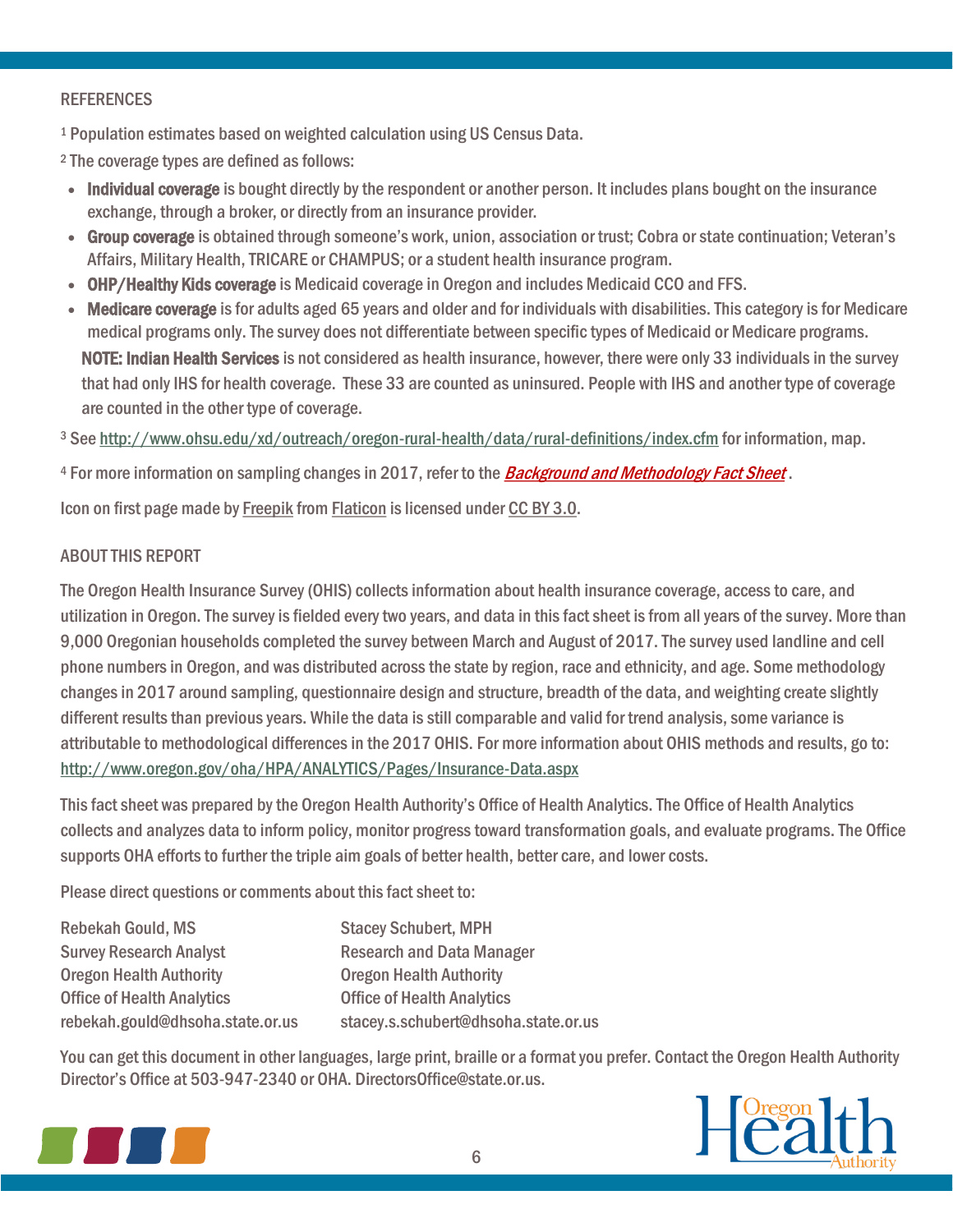## REFERENCES

[1] Population estimates based on weighted calculation using US Census Data.

[2] The coverage types are defined as follows:

- **Individual coverage** is bought directly by the respondent or another person. It includes plans bought on the insurance exchange, through a broker, or directly from an insurance provider.
- **Group coverage** is obtained through someone's work, union, association or trust; Cobra or state continuation; Veteran's Affairs, Military Health, TRICARE or CHAMPUS; or a student health insurance program.
- **OHP/Healthy Kids coverage** is Medicaid coverage in Oregon and includes Medicaid CCO and FFS.
- **Medicare coverage** is for adults aged 65 years and older and for individuals with disabilities. This category is for Medicare medical programs only. The survey does not differentiate between specific types of Medicaid or Medicare programs.

**NOTE: Indian Health Services** is not considered as health insurance, however, there were only 33 individuals in the survey that had only IHS for health coverage. These 33 are counted as uninsured. People with IHS and another type of coverage are counted in the other type of coverage.

[3] See http://www.ohsu.edu/xd/outreach/oregon-rural-health/data/rural-definitions/index.cfm for information, map.

[4] For more information on sampling changes in 2017, refer to the *Background and Methodology Fact Sheet*.

Icon on first page made by Freepik from Flaticon is licensed under CC BY 3.0.

## ABOUT THIS REPORT

The Oregon Health Insurance Survey (OHIS) collects information about health insurance coverage, access to care, and utilization in Oregon. The survey is fielded every two years, and data in this fact sheet is from all years of the survey. More than 9,000 Oregonian households completed the survey between March and August of 2017. The survey used landline and cell phone numbers in Oregon, and was distributed across the state by region, race and ethnicity, and age. Some methodology changes in 2017 around sampling, questionnaire design and structure, breadth of the data, and weighting create slightly different results than previous years. While the data is still comparable and valid for trend analysis, some variance is attributable to methodological differences in the 2017 OHIS. For more information about OHIS methods and results, go to: http://www.oregon.gov/oha/HPA/ANALYTICS/Pages/Insurance-Data.aspx

This fact sheet was prepared by the Oregon Health Authority's Office of Health Analytics. The Office of Health Analytics collects and analyzes data to inform policy, monitor progress toward transformation goals, and evaluate programs. The Office supports OHA efforts to further the triple aim goals of better health, better care, and lower costs.

Please direct questions or comments about this fact sheet to:

Rebekah Gould, MS
Survey Research Analyst
Oregon Health Authority
Office of Health Analytics
rebekah.gould@dhsoha.state.or.us

Stacey Schubert, MPH
Research and Data Manager
Oregon Health Authority
Office of Health Analytics
stacey.s.schubert@dhsoha.state.or.us

You can get this document in other languages, large print, braille or a format you prefer. Contact the Oregon Health Authority Director's Office at 503-947-2340 or OHA. DirectorsOffice@state.or.us.